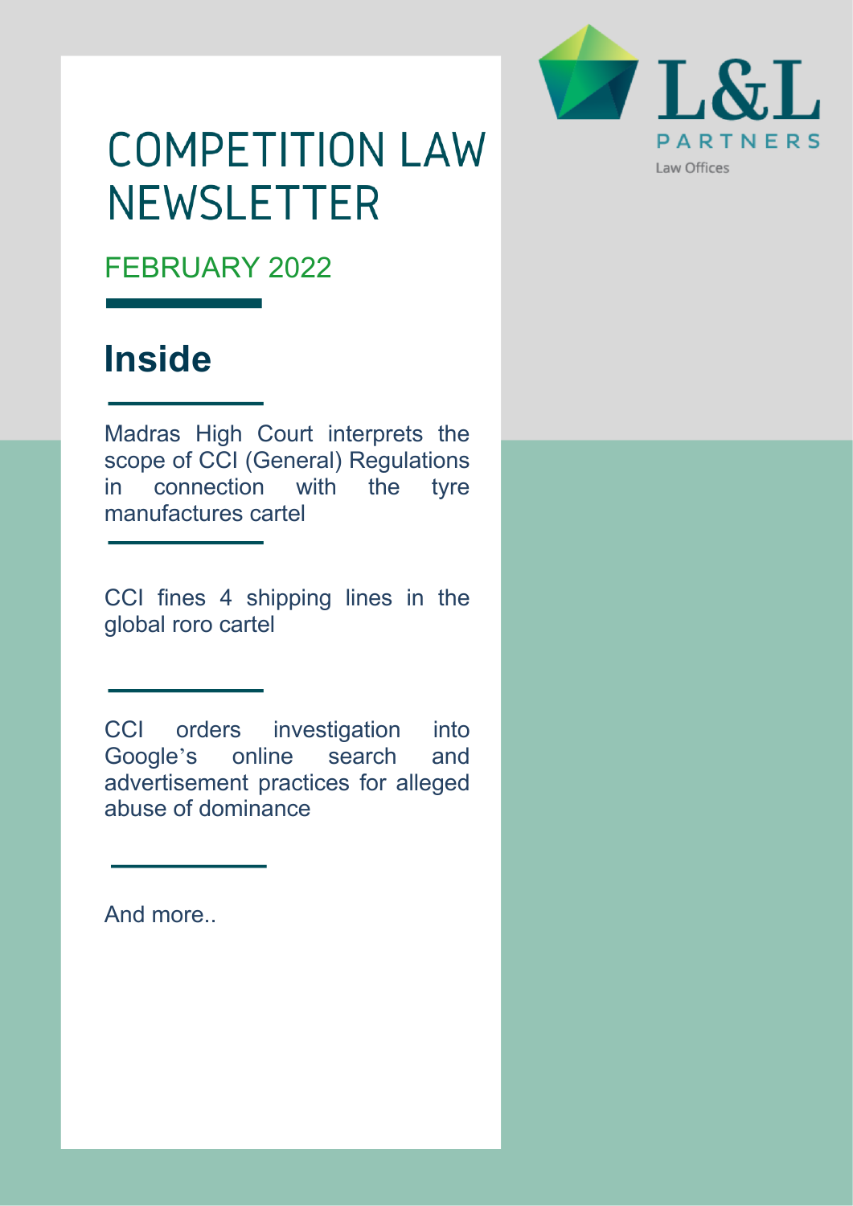L&L PARTNERS

Law Offices

# COMPETITION LAW NEWSLETTER

FEBRUARY 2022

## Inside

Madras High Court interprets the scope of CCI (General) Regulations in connection with the tyre manufactures cartel

CCI fines 4 shipping lines in the global roro cartel

CCI orders investigation into Google's online search and advertisement practices for alleged abuse of dominance

And more..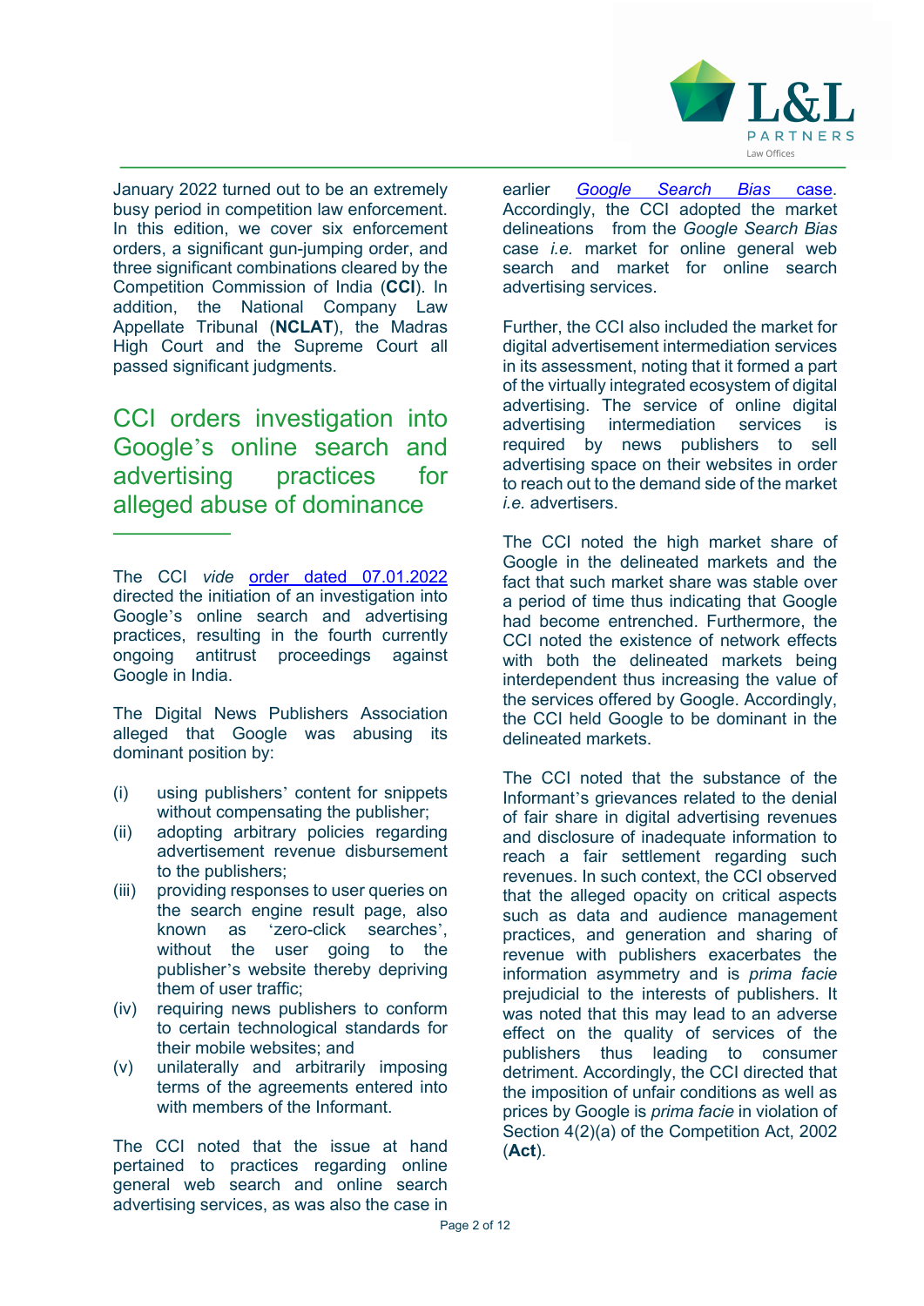January 2022 turned out to be an extremely busy period in competition law enforcement. In this edition, we cover six enforcement orders, a significant gun-jumping order, and three significant combinations cleared by the Competition Commission of India (**CCI**). In addition, the National Company Law Appellate Tribunal (**NCLAT**), the Madras High Court and the Supreme Court all passed significant judgments.

## CCI orders investigation into Google's online search and advertising practices for alleged abuse of dominance

The CCI *vide* order dated 07.01.2022 directed the initiation of an investigation into Google's online search and advertising practices, resulting in the fourth currently ongoing antitrust proceedings against Google in India.

The Digital News Publishers Association alleged that Google was abusing its dominant position by:

(i) using publishers' content for snippets without compensating the publisher;
(ii) adopting arbitrary policies regarding advertisement revenue disbursement to the publishers;
(iii) providing responses to user queries on the search engine result page, also known as 'zero-click searches', without the user going to the publisher's website thereby depriving them of user traffic;
(iv) requiring news publishers to conform to certain technological standards for their mobile websites; and
(v) unilaterally and arbitrarily imposing terms of the agreements entered into with members of the Informant.

The CCI noted that the issue at hand pertained to practices regarding online general web search and online search advertising services, as was also the case in earlier *Google Search Bias* case. Accordingly, the CCI adopted the market delineations from the *Google Search Bias* case *i.e.* market for online general web search and market for online search advertising services.

Further, the CCI also included the market for digital advertisement intermediation services in its assessment, noting that it formed a part of the virtually integrated ecosystem of digital advertising. The service of online digital advertising intermediation services is required by news publishers to sell advertising space on their websites in order to reach out to the demand side of the market *i.e.* advertisers.

The CCI noted the high market share of Google in the delineated markets and the fact that such market share was stable over a period of time thus indicating that Google had become entrenched. Furthermore, the CCI noted the existence of network effects with both the delineated markets being interdependent thus increasing the value of the services offered by Google. Accordingly, the CCI held Google to be dominant in the delineated markets.

The CCI noted that the substance of the Informant's grievances related to the denial of fair share in digital advertising revenues and disclosure of inadequate information to reach a fair settlement regarding such revenues. In such context, the CCI observed that the alleged opacity on critical aspects such as data and audience management practices, and generation and sharing of revenue with publishers exacerbates the information asymmetry and is *prima facie* prejudicial to the interests of publishers. It was noted that this may lead to an adverse effect on the quality of services of the publishers thus leading to consumer detriment. Accordingly, the CCI directed that the imposition of unfair conditions as well as prices by Google is *prima facie* in violation of Section 4(2)(a) of the Competition Act, 2002 (**Act**).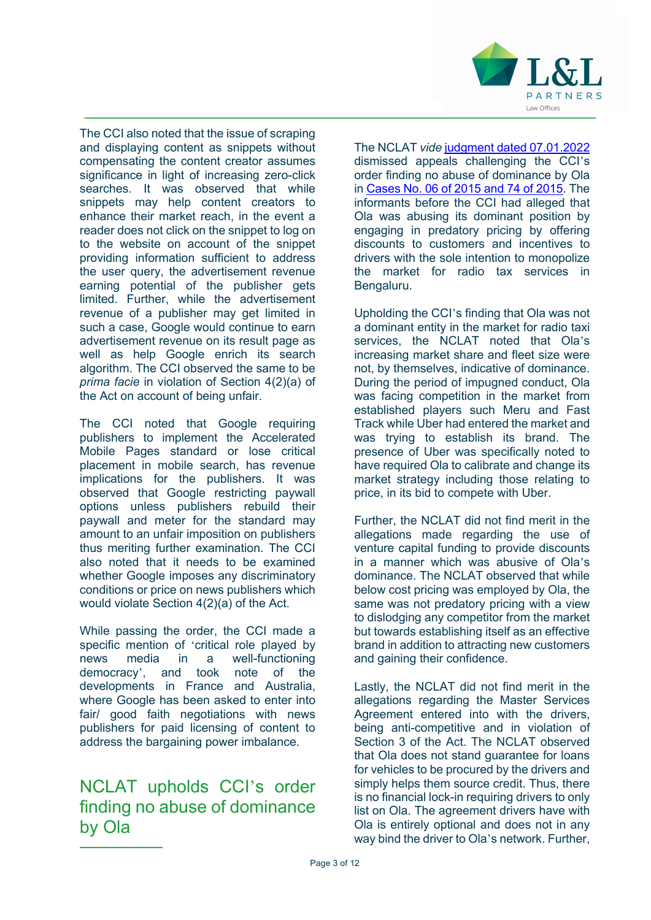The CCI also noted that the issue of scraping and displaying content as snippets without compensating the content creator assumes significance in light of increasing zero-click searches. It was observed that while snippets may help content creators to enhance their market reach, in the event a reader does not click on the snippet to log on to the website on account of the snippet providing information sufficient to address the user query, the advertisement revenue earning potential of the publisher gets limited. Further, while the advertisement revenue of a publisher may get limited in such a case, Google would continue to earn advertisement revenue on its result page as well as help Google enrich its search algorithm. The CCI observed the same to be *prima facie* in violation of Section 4(2)(a) of the Act on account of being unfair.

The CCI noted that Google requiring publishers to implement the Accelerated Mobile Pages standard or lose critical placement in mobile search, has revenue implications for the publishers. It was observed that Google restricting paywall options unless publishers rebuild their paywall and meter for the standard may amount to an unfair imposition on publishers thus meriting further examination. The CCI also noted that it needs to be examined whether Google imposes any discriminatory conditions or price on news publishers which would violate Section 4(2)(a) of the Act.

While passing the order, the CCI made a specific mention of 'critical role played by news media in a well-functioning democracy', and took note of the developments in France and Australia, where Google has been asked to enter into fair/ good faith negotiations with news publishers for paid licensing of content to address the bargaining power imbalance.

## NCLAT upholds CCI's order finding no abuse of dominance by Ola

The NCLAT *vide* judgment dated 07.01.2022 dismissed appeals challenging the CCI's order finding no abuse of dominance by Ola in Cases No. 06 of 2015 and 74 of 2015. The informants before the CCI had alleged that Ola was abusing its dominant position by engaging in predatory pricing by offering discounts to customers and incentives to drivers with the sole intention to monopolize the market for radio tax services in Bengaluru.

Upholding the CCI's finding that Ola was not a dominant entity in the market for radio taxi services, the NCLAT noted that Ola's increasing market share and fleet size were not, by themselves, indicative of dominance. During the period of impugned conduct, Ola was facing competition in the market from established players such Meru and Fast Track while Uber had entered the market and was trying to establish its brand. The presence of Uber was specifically noted to have required Ola to calibrate and change its market strategy including those relating to price, in its bid to compete with Uber.

Further, the NCLAT did not find merit in the allegations made regarding the use of venture capital funding to provide discounts in a manner which was abusive of Ola's dominance. The NCLAT observed that while below cost pricing was employed by Ola, the same was not predatory pricing with a view to dislodging any competitor from the market but towards establishing itself as an effective brand in addition to attracting new customers and gaining their confidence.

Lastly, the NCLAT did not find merit in the allegations regarding the Master Services Agreement entered into with the drivers, being anti-competitive and in violation of Section 3 of the Act. The NCLAT observed that Ola does not stand guarantee for loans for vehicles to be procured by the drivers and simply helps them source credit. Thus, there is no financial lock-in requiring drivers to only list on Ola. The agreement drivers have with Ola is entirely optional and does not in any way bind the driver to Ola's network. Further,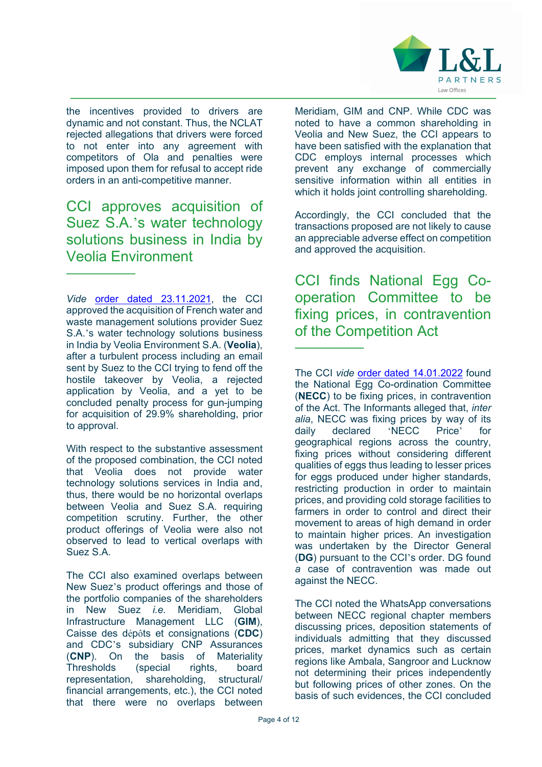the incentives provided to drivers are dynamic and not constant. Thus, the NCLAT rejected allegations that drivers were forced to not enter into any agreement with competitors of Ola and penalties were imposed upon them for refusal to accept ride orders in an anti-competitive manner.

## CCI approves acquisition of Suez S.A.'s water technology solutions business in India by Veolia Environment

*Vide* [order dated 23.11.2021](), the CCI approved the acquisition of French water and waste management solutions provider Suez S.A.'s water technology solutions business in India by Veolia Environment S.A. (**Veolia**), after a turbulent process including an email sent by Suez to the CCI trying to fend off the hostile takeover by Veolia, a rejected application by Veolia, and a yet to be concluded penalty process for gun-jumping for acquisition of 29.9% shareholding, prior to approval.

With respect to the substantive assessment of the proposed combination, the CCI noted that Veolia does not provide water technology solutions services in India and, thus, there would be no horizontal overlaps between Veolia and Suez S.A. requiring competition scrutiny. Further, the other product offerings of Veolia were also not observed to lead to vertical overlaps with Suez S.A.

The CCI also examined overlaps between New Suez's product offerings and those of the portfolio companies of the shareholders in New Suez *i.e.* Meridiam, Global Infrastructure Management LLC (**GIM**), Caisse des dépôts et consignations (**CDC**) and CDC's subsidiary CNP Assurances (**CNP**). On the basis of Materiality Thresholds (special rights, board representation, shareholding, structural/ financial arrangements, etc.), the CCI noted that there were no overlaps between Meridiam, GIM and CNP. While CDC was noted to have a common shareholding in Veolia and New Suez, the CCI appears to have been satisfied with the explanation that CDC employs internal processes which prevent any exchange of commercially sensitive information within all entities in which it holds joint controlling shareholding.

Accordingly, the CCI concluded that the transactions proposed are not likely to cause an appreciable adverse effect on competition and approved the acquisition.

## CCI finds National Egg Co-operation Committee to be fixing prices, in contravention of the Competition Act

The CCI *vide* [order dated 14.01.2022]() found the National Egg Co-ordination Committee (**NECC**) to be fixing prices, in contravention of the Act. The Informants alleged that, *inter alia*, NECC was fixing prices by way of its daily declared 'NECC Price' for geographical regions across the country, fixing prices without considering different qualities of eggs thus leading to lesser prices for eggs produced under higher standards, restricting production in order to maintain prices, and providing cold storage facilities to farmers in order to control and direct their movement to areas of high demand in order to maintain higher prices. An investigation was undertaken by the Director General (**DG**) pursuant to the CCI's order. DG found a case of contravention was made out against the NECC.

The CCI noted the WhatsApp conversations between NECC regional chapter members discussing prices, deposition statements of individuals admitting that they discussed prices, market dynamics such as certain regions like Ambala, Sangroor and Lucknow not determining their prices independently but following prices of other zones. On the basis of such evidences, the CCI concluded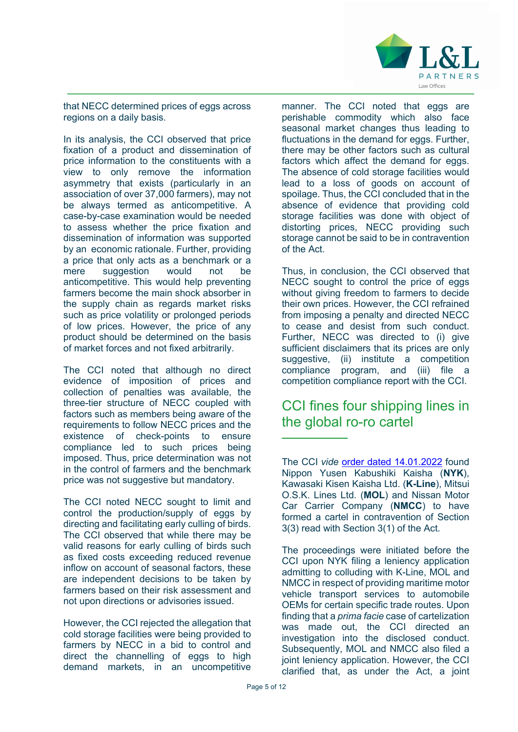that NECC determined prices of eggs across regions on a daily basis.

In its analysis, the CCI observed that price fixation of a product and dissemination of price information to the constituents with a view to only remove the information asymmetry that exists (particularly in an association of over 37,000 farmers), may not be always termed as anticompetitive. A case-by-case examination would be needed to assess whether the price fixation and dissemination of information was supported by an economic rationale. Further, providing a price that only acts as a benchmark or a mere suggestion would not be anticompetitive. This would help preventing farmers become the main shock absorber in the supply chain as regards market risks such as price volatility or prolonged periods of low prices. However, the price of any product should be determined on the basis of market forces and not fixed arbitrarily.

The CCI noted that although no direct evidence of imposition of prices and collection of penalties was available, the three-tier structure of NECC coupled with factors such as members being aware of the requirements to follow NECC prices and the existence of check-points to ensure compliance led to such prices being imposed. Thus, price determination was not in the control of farmers and the benchmark price was not suggestive but mandatory.

The CCI noted NECC sought to limit and control the production/supply of eggs by directing and facilitating early culling of birds. The CCI observed that while there may be valid reasons for early culling of birds such as fixed costs exceeding reduced revenue inflow on account of seasonal factors, these are independent decisions to be taken by farmers based on their risk assessment and not upon directions or advisories issued.

However, the CCI rejected the allegation that cold storage facilities were being provided to farmers by NECC in a bid to control and direct the channelling of eggs to high demand markets, in an uncompetitive manner. The CCI noted that eggs are perishable commodity which also face seasonal market changes thus leading to fluctuations in the demand for eggs. Further, there may be other factors such as cultural factors which affect the demand for eggs. The absence of cold storage facilities would lead to a loss of goods on account of spoilage. Thus, the CCI concluded that in the absence of evidence that providing cold storage facilities was done with object of distorting prices, NECC providing such storage cannot be said to be in contravention of the Act.

Thus, in conclusion, the CCI observed that NECC sought to control the price of eggs without giving freedom to farmers to decide their own prices. However, the CCI refrained from imposing a penalty and directed NECC to cease and desist from such conduct. Further, NECC was directed to (i) give sufficient disclaimers that its prices are only suggestive, (ii) institute a competition compliance program, and (iii) file a competition compliance report with the CCI.

## CCI fines four shipping lines in the global ro-ro cartel

The CCI *vide* order dated 14.01.2022 found Nippon Yusen Kabushiki Kaisha (**NYK**), Kawasaki Kisen Kaisha Ltd. (**K-Line**), Mitsui O.S.K. Lines Ltd. (**MOL**) and Nissan Motor Car Carrier Company (**NMCC**) to have formed a cartel in contravention of Section 3(3) read with Section 3(1) of the Act.

The proceedings were initiated before the CCI upon NYK filing a leniency application admitting to colluding with K-Line, MOL and NMCC in respect of providing maritime motor vehicle transport services to automobile OEMs for certain specific trade routes. Upon finding that a *prima facie* case of cartelization was made out, the CCI directed an investigation into the disclosed conduct. Subsequently, MOL and NMCC also filed a joint leniency application. However, the CCI clarified that, as under the Act, a joint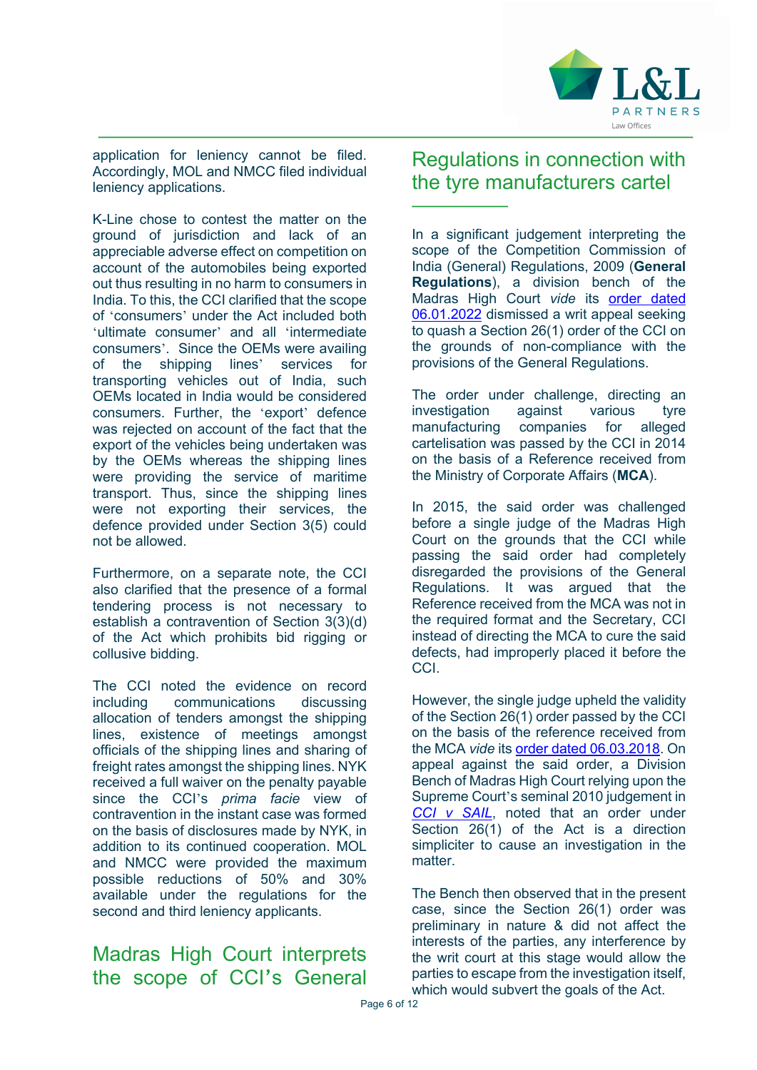application for leniency cannot be filed. Accordingly, MOL and NMCC filed individual leniency applications.

K-Line chose to contest the matter on the ground of jurisdiction and lack of an appreciable adverse effect on competition on account of the automobiles being exported out thus resulting in no harm to consumers in India. To this, the CCI clarified that the scope of 'consumers' under the Act included both 'ultimate consumer' and all 'intermediate consumers'. Since the OEMs were availing of the shipping lines' services for transporting vehicles out of India, such OEMs located in India would be considered consumers. Further, the 'export' defence was rejected on account of the fact that the export of the vehicles being undertaken was by the OEMs whereas the shipping lines were providing the service of maritime transport. Thus, since the shipping lines were not exporting their services, the defence provided under Section 3(5) could not be allowed.

Furthermore, on a separate note, the CCI also clarified that the presence of a formal tendering process is not necessary to establish a contravention of Section 3(3)(d) of the Act which prohibits bid rigging or collusive bidding.

The CCI noted the evidence on record including communications discussing allocation of tenders amongst the shipping lines, existence of meetings amongst officials of the shipping lines and sharing of freight rates amongst the shipping lines. NYK received a full waiver on the penalty payable since the CCI's *prima facie* view of contravention in the instant case was formed on the basis of disclosures made by NYK, in addition to its continued cooperation. MOL and NMCC were provided the maximum possible reductions of 50% and 30% available under the regulations for the second and third leniency applicants.

## Madras High Court interprets the scope of CCI's General Regulations in connection with the tyre manufacturers cartel

In a significant judgement interpreting the scope of the Competition Commission of India (General) Regulations, 2009 (**General Regulations**), a division bench of the Madras High Court *vide* its order dated 06.01.2022 dismissed a writ appeal seeking to quash a Section 26(1) order of the CCI on the grounds of non-compliance with the provisions of the General Regulations.

The order under challenge, directing an investigation against various tyre manufacturing companies for alleged cartelisation was passed by the CCI in 2014 on the basis of a Reference received from the Ministry of Corporate Affairs (**MCA**).

In 2015, the said order was challenged before a single judge of the Madras High Court on the grounds that the CCI while passing the said order had completely disregarded the provisions of the General Regulations. It was argued that the Reference received from the MCA was not in the required format and the Secretary, CCI instead of directing the MCA to cure the said defects, had improperly placed it before the CCI.

However, the single judge upheld the validity of the Section 26(1) order passed by the CCI on the basis of the reference received from the MCA *vide* its order dated 06.03.2018. On appeal against the said order, a Division Bench of Madras High Court relying upon the Supreme Court's seminal 2010 judgement in *CCI v SAIL*, noted that an order under Section 26(1) of the Act is a direction simpliciter to cause an investigation in the matter.

The Bench then observed that in the present case, since the Section 26(1) order was preliminary in nature & did not affect the interests of the parties, any interference by the writ court at this stage would allow the parties to escape from the investigation itself, which would subvert the goals of the Act.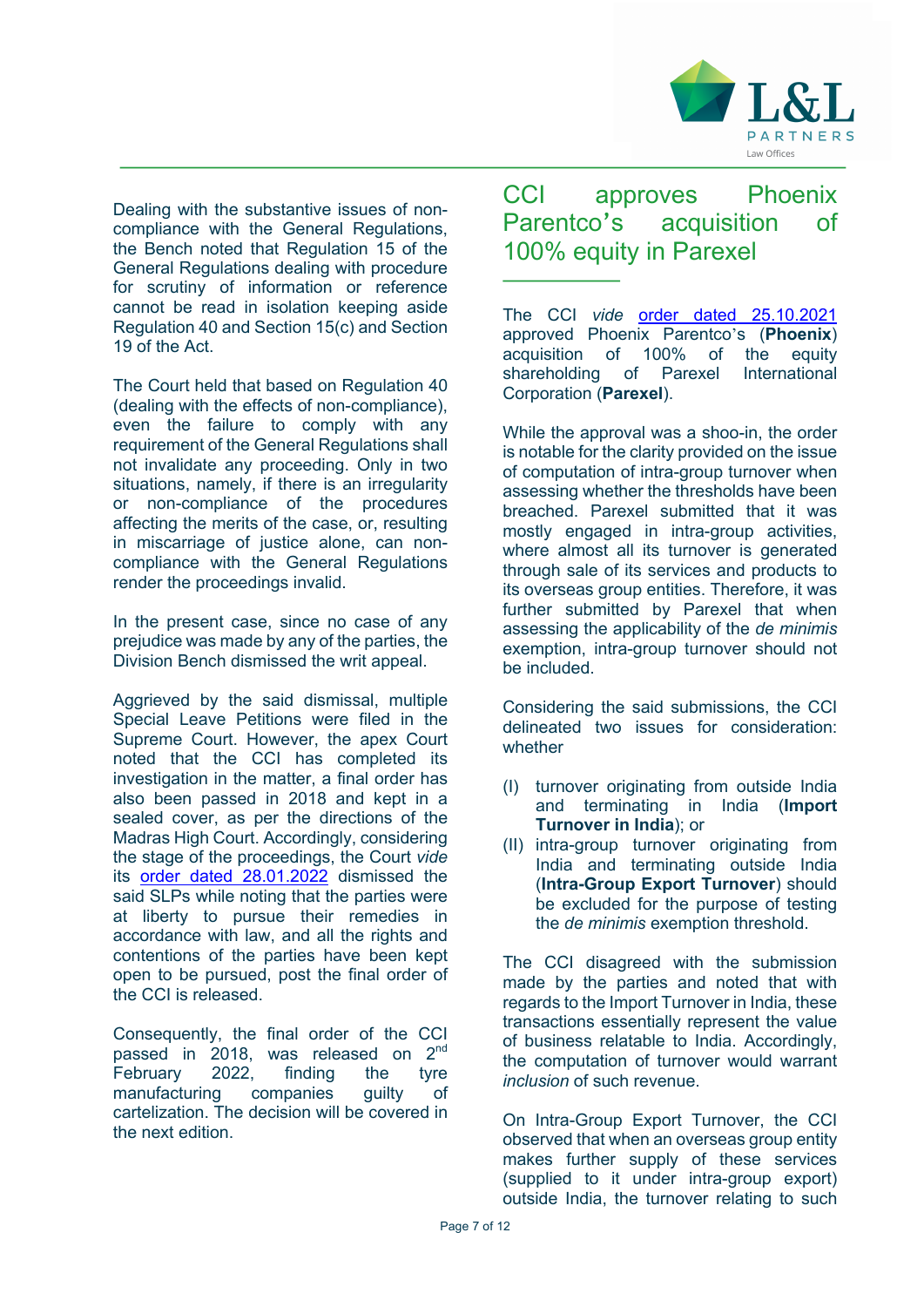Dealing with the substantive issues of non-compliance with the General Regulations, the Bench noted that Regulation 15 of the General Regulations dealing with procedure for scrutiny of information or reference cannot be read in isolation keeping aside Regulation 40 and Section 15(c) and Section 19 of the Act.

The Court held that based on Regulation 40 (dealing with the effects of non-compliance), even the failure to comply with any requirement of the General Regulations shall not invalidate any proceeding. Only in two situations, namely, if there is an irregularity or non-compliance of the procedures affecting the merits of the case, or, resulting in miscarriage of justice alone, can non-compliance with the General Regulations render the proceedings invalid.

In the present case, since no case of any prejudice was made by any of the parties, the Division Bench dismissed the writ appeal.

Aggrieved by the said dismissal, multiple Special Leave Petitions were filed in the Supreme Court. However, the apex Court noted that the CCI has completed its investigation in the matter, a final order has also been passed in 2018 and kept in a sealed cover, as per the directions of the Madras High Court. Accordingly, considering the stage of the proceedings, the Court *vide* its [order dated 28.01.2022] dismissed the said SLPs while noting that the parties were at liberty to pursue their remedies in accordance with law, and all the rights and contentions of the parties have been kept open to be pursued, post the final order of the CCI is released.

Consequently, the final order of the CCI passed in 2018, was released on 2nd February 2022, finding the tyre manufacturing companies guilty of cartelization. The decision will be covered in the next edition.

## CCI approves Phoenix Parentco's acquisition of 100% equity in Parexel

The CCI *vide* [order dated 25.10.2021] approved Phoenix Parentco's (**Phoenix**) acquisition of 100% of the equity shareholding of Parexel International Corporation (**Parexel**).

While the approval was a shoo-in, the order is notable for the clarity provided on the issue of computation of intra-group turnover when assessing whether the thresholds have been breached. Parexel submitted that it was mostly engaged in intra-group activities, where almost all its turnover is generated through sale of its services and products to its overseas group entities. Therefore, it was further submitted by Parexel that when assessing the applicability of the *de minimis* exemption, intra-group turnover should not be included.

Considering the said submissions, the CCI delineated two issues for consideration: whether

(I) turnover originating from outside India and terminating in India (**Import Turnover in India**); or
(II) intra-group turnover originating from India and terminating outside India (**Intra-Group Export Turnover**) should be excluded for the purpose of testing the *de minimis* exemption threshold.

The CCI disagreed with the submission made by the parties and noted that with regards to the Import Turnover in India, these transactions essentially represent the value of business relatable to India. Accordingly, the computation of turnover would warrant *inclusion* of such revenue.

On Intra-Group Export Turnover, the CCI observed that when an overseas group entity makes further supply of these services (supplied to it under intra-group export) outside India, the turnover relating to such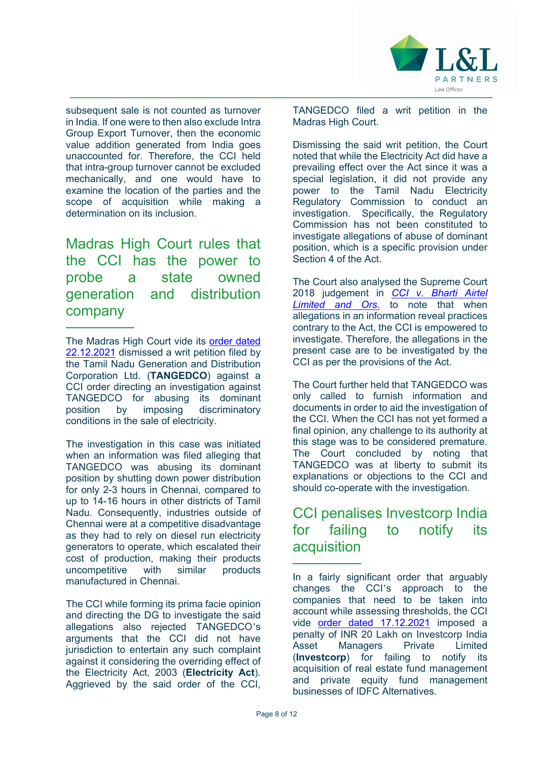subsequent sale is not counted as turnover in India. If one were to then also exclude Intra Group Export Turnover, then the economic value addition generated from India goes unaccounted for. Therefore, the CCI held that intra-group turnover cannot be excluded mechanically, and one would have to examine the location of the parties and the scope of acquisition while making a determination on its inclusion.

## Madras High Court rules that the CCI has the power to probe a state owned generation and distribution company

The Madras High Court vide its order dated 22.12.2021 dismissed a writ petition filed by the Tamil Nadu Generation and Distribution Corporation Ltd. (**TANGEDCO**) against a CCI order directing an investigation against TANGEDCO for abusing its dominant position by imposing discriminatory conditions in the sale of electricity.

The investigation in this case was initiated when an information was filed alleging that TANGEDCO was abusing its dominant position by shutting down power distribution for only 2-3 hours in Chennai, compared to up to 14-16 hours in other districts of Tamil Nadu. Consequently, industries outside of Chennai were at a competitive disadvantage as they had to rely on diesel run electricity generators to operate, which escalated their cost of production, making their products uncompetitive with similar products manufactured in Chennai.

The CCI while forming its prima facie opinion and directing the DG to investigate the said allegations also rejected TANGEDCO's arguments that the CCI did not have jurisdiction to entertain any such complaint against it considering the overriding effect of the Electricity Act, 2003 (**Electricity Act**). Aggrieved by the said order of the CCI, TANGEDCO filed a writ petition in the Madras High Court.

Dismissing the said writ petition, the Court noted that while the Electricity Act did have a prevailing effect over the Act since it was a special legislation, it did not provide any power to the Tamil Nadu Electricity Regulatory Commission to conduct an investigation. Specifically, the Regulatory Commission has not been constituted to investigate allegations of abuse of dominant position, which is a specific provision under Section 4 of the Act.

The Court also analysed the Supreme Court 2018 judgement in *CCI v. Bharti Airtel Limited and Ors.* to note that when allegations in an information reveal practices contrary to the Act, the CCI is empowered to investigate. Therefore, the allegations in the present case are to be investigated by the CCI as per the provisions of the Act.

The Court further held that TANGEDCO was only called to furnish information and documents in order to aid the investigation of the CCI. When the CCI has not yet formed a final opinion, any challenge to its authority at this stage was to be considered premature. The Court concluded by noting that TANGEDCO was at liberty to submit its explanations or objections to the CCI and should co-operate with the investigation.

## CCI penalises Investcorp India for failing to notify its acquisition

In a fairly significant order that arguably changes the CCI's approach to the companies that need to be taken into account while assessing thresholds, the CCI vide order dated 17.12.2021 imposed a penalty of INR 20 Lakh on Investcorp India Asset Managers Private Limited (**Investcorp**) for failing to notify its acquisition of real estate fund management and private equity fund management businesses of IDFC Alternatives.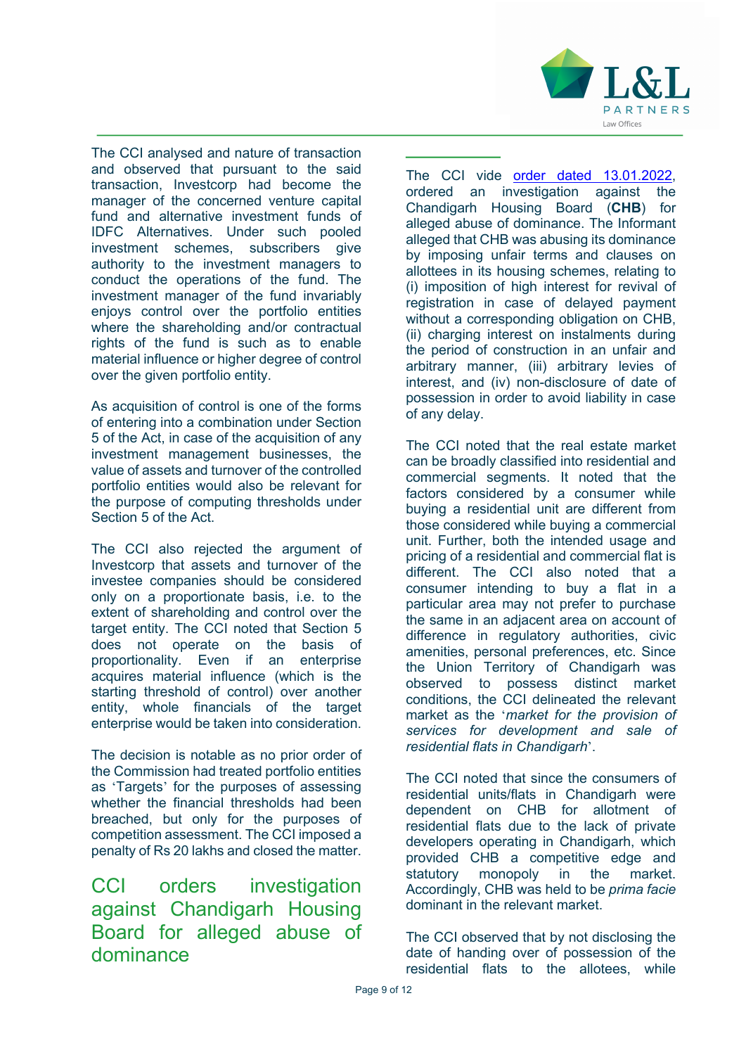The CCI analysed and nature of transaction and observed that pursuant to the said transaction, Investcorp had become the manager of the concerned venture capital fund and alternative investment funds of IDFC Alternatives. Under such pooled investment schemes, subscribers give authority to the investment managers to conduct the operations of the fund. The investment manager of the fund invariably enjoys control over the portfolio entities where the shareholding and/or contractual rights of the fund is such as to enable material influence or higher degree of control over the given portfolio entity.

As acquisition of control is one of the forms of entering into a combination under Section 5 of the Act, in case of the acquisition of any investment management businesses, the value of assets and turnover of the controlled portfolio entities would also be relevant for the purpose of computing thresholds under Section 5 of the Act.

The CCI also rejected the argument of Investcorp that assets and turnover of the investee companies should be considered only on a proportionate basis, i.e. to the extent of shareholding and control over the target entity. The CCI noted that Section 5 does not operate on the basis of proportionality. Even if an enterprise acquires material influence (which is the starting threshold of control) over another entity, whole financials of the target enterprise would be taken into consideration.

The decision is notable as no prior order of the Commission had treated portfolio entities as 'Targets' for the purposes of assessing whether the financial thresholds had been breached, but only for the purposes of competition assessment. The CCI imposed a penalty of Rs 20 lakhs and closed the matter.

## CCI orders investigation against Chandigarh Housing Board for alleged abuse of dominance

The CCI vide order dated 13.01.2022, ordered an investigation against the Chandigarh Housing Board (**CHB**) for alleged abuse of dominance. The Informant alleged that CHB was abusing its dominance by imposing unfair terms and clauses on allottees in its housing schemes, relating to (i) imposition of high interest for revival of registration in case of delayed payment without a corresponding obligation on CHB, (ii) charging interest on instalments during the period of construction in an unfair and arbitrary manner, (iii) arbitrary levies of interest, and (iv) non-disclosure of date of possession in order to avoid liability in case of any delay.

The CCI noted that the real estate market can be broadly classified into residential and commercial segments. It noted that the factors considered by a consumer while buying a residential unit are different from those considered while buying a commercial unit. Further, both the intended usage and pricing of a residential and commercial flat is different. The CCI also noted that a consumer intending to buy a flat in a particular area may not prefer to purchase the same in an adjacent area on account of difference in regulatory authorities, civic amenities, personal preferences, etc. Since the Union Territory of Chandigarh was observed to possess distinct market conditions, the CCI delineated the relevant market as the '*market for the provision of services for development and sale of residential flats in Chandigarh*'.

The CCI noted that since the consumers of residential units/flats in Chandigarh were dependent on CHB for allotment of residential flats due to the lack of private developers operating in Chandigarh, which provided CHB a competitive edge and statutory monopoly in the market. Accordingly, CHB was held to be *prima facie* dominant in the relevant market.

The CCI observed that by not disclosing the date of handing over of possession of the residential flats to the allottees, while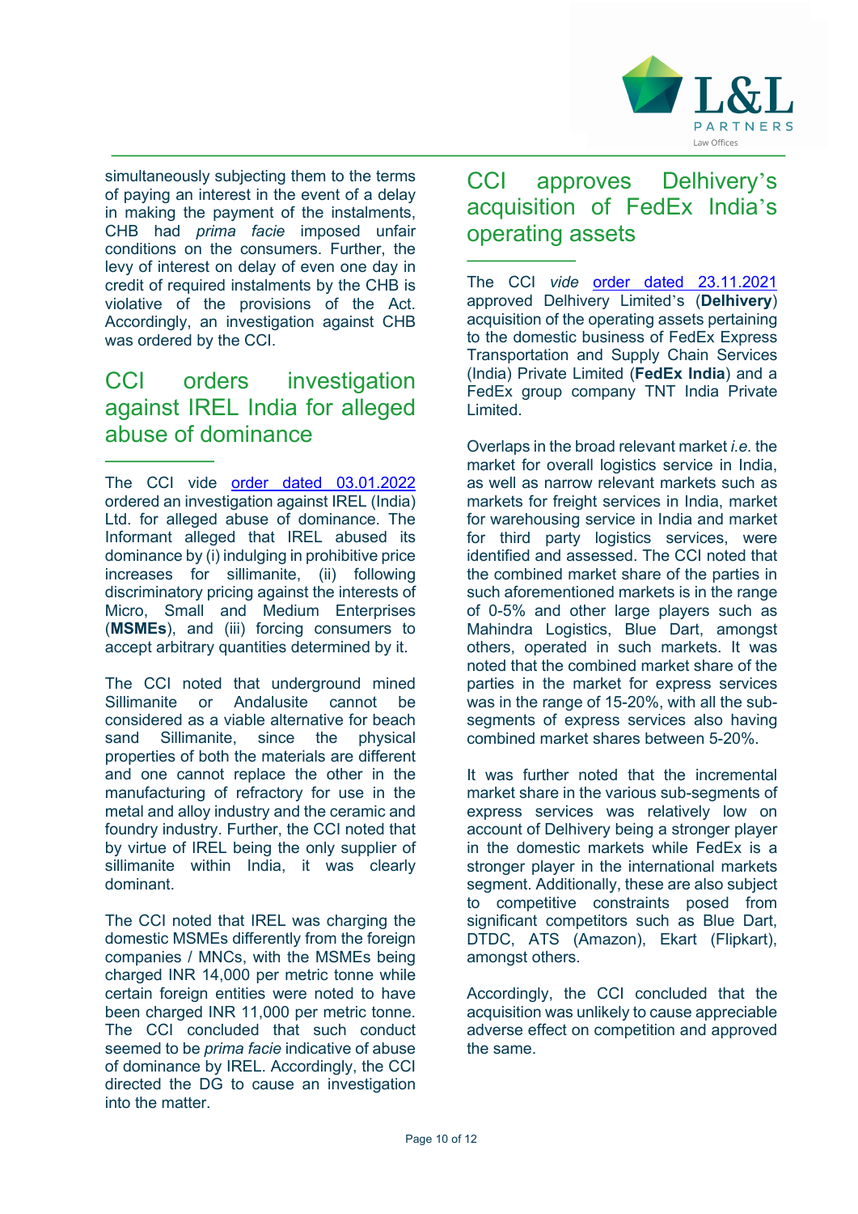simultaneously subjecting them to the terms of paying an interest in the event of a delay in making the payment of the instalments, CHB had *prima facie* imposed unfair conditions on the consumers. Further, the levy of interest on delay of even one day in credit of required instalments by the CHB is violative of the provisions of the Act. Accordingly, an investigation against CHB was ordered by the CCI.

## CCI orders investigation against IREL India for alleged abuse of dominance

The CCI vide order dated 03.01.2022 ordered an investigation against IREL (India) Ltd. for alleged abuse of dominance. The Informant alleged that IREL abused its dominance by (i) indulging in prohibitive price increases for sillimanite, (ii) following discriminatory pricing against the interests of Micro, Small and Medium Enterprises (**MSMEs**), and (iii) forcing consumers to accept arbitrary quantities determined by it.

The CCI noted that underground mined Sillimanite or Andalusite cannot be considered as a viable alternative for beach sand Sillimanite, since the physical properties of both the materials are different and one cannot replace the other in the manufacturing of refractory for use in the metal and alloy industry and the ceramic and foundry industry. Further, the CCI noted that by virtue of IREL being the only supplier of sillimanite within India, it was clearly dominant.

The CCI noted that IREL was charging the domestic MSMEs differently from the foreign companies / MNCs, with the MSMEs being charged INR 14,000 per metric tonne while certain foreign entities were noted to have been charged INR 11,000 per metric tonne. The CCI concluded that such conduct seemed to be *prima facie* indicative of abuse of dominance by IREL. Accordingly, the CCI directed the DG to cause an investigation into the matter.

## CCI approves Delhivery's acquisition of FedEx India's operating assets

The CCI *vide* order dated 23.11.2021 approved Delhivery Limited's (**Delhivery**) acquisition of the operating assets pertaining to the domestic business of FedEx Express Transportation and Supply Chain Services (India) Private Limited (**FedEx India**) and a FedEx group company TNT India Private Limited.

Overlaps in the broad relevant market *i.e.* the market for overall logistics service in India, as well as narrow relevant markets such as markets for freight services in India, market for warehousing service in India and market for third party logistics services, were identified and assessed. The CCI noted that the combined market share of the parties in such aforementioned markets is in the range of 0-5% and other large players such as Mahindra Logistics, Blue Dart, amongst others, operated in such markets. It was noted that the combined market share of the parties in the market for express services was in the range of 15-20%, with all the sub-segments of express services also having combined market shares between 5-20%.

It was further noted that the incremental market share in the various sub-segments of express services was relatively low on account of Delhivery being a stronger player in the domestic markets while FedEx is a stronger player in the international markets segment. Additionally, these are also subject to competitive constraints posed from significant competitors such as Blue Dart, DTDC, ATS (Amazon), Ekart (Flipkart), amongst others.

Accordingly, the CCI concluded that the acquisition was unlikely to cause appreciable adverse effect on competition and approved the same.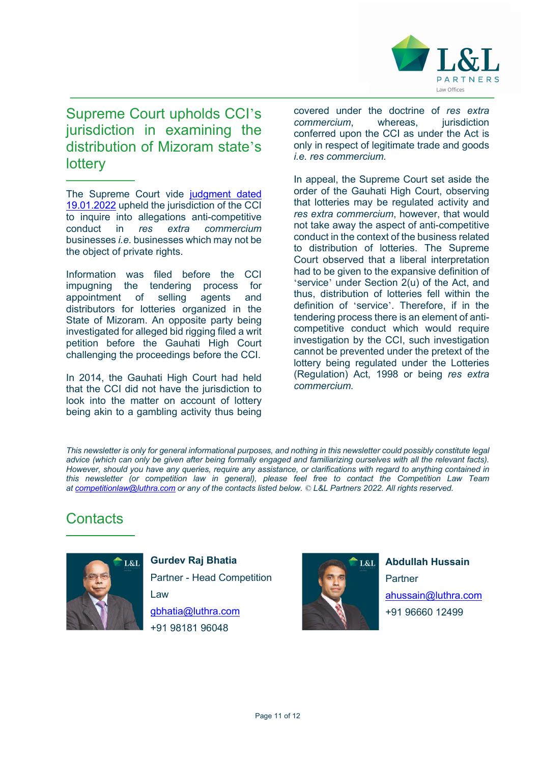## Supreme Court upholds CCI's jurisdiction in examining the distribution of Mizoram state's lottery

The Supreme Court vide judgment dated 19.01.2022 upheld the jurisdiction of the CCI to inquire into allegations anti-competitive conduct in *res extra commercium* businesses *i.e.* businesses which may not be the object of private rights.

Information was filed before the CCI impugning the tendering process for appointment of selling agents and distributors for lotteries organized in the State of Mizoram. An opposite party being investigated for alleged bid rigging filed a writ petition before the Gauhati High Court challenging the proceedings before the CCI.

In 2014, the Gauhati High Court had held that the CCI did not have the jurisdiction to look into the matter on account of lottery being akin to a gambling activity thus being covered under the doctrine of *res extra commercium*, whereas, jurisdiction conferred upon the CCI as under the Act is only in respect of legitimate trade and goods *i.e. res commercium.*

In appeal, the Supreme Court set aside the order of the Gauhati High Court, observing that lotteries may be regulated activity and *res extra commercium*, however, that would not take away the aspect of anti-competitive conduct in the context of the business related to distribution of lotteries. The Supreme Court observed that a liberal interpretation had to be given to the expansive definition of 'service' under Section 2(u) of the Act, and thus, distribution of lotteries fell within the definition of 'service'. Therefore, if in the tendering process there is an element of anti-competitive conduct which would require investigation by the CCI, such investigation cannot be prevented under the pretext of the lottery being regulated under the Lotteries (Regulation) Act, 1998 or being *res extra commercium.*

*This newsletter is only for general informational purposes, and nothing in this newsletter could possibly constitute legal advice (which can only be given after being formally engaged and familiarizing ourselves with all the relevant facts). However, should you have any queries, require any assistance, or clarifications with regard to anything contained in this newsletter (or competition law in general), please feel free to contact the Competition Law Team at competitionlaw@luthra.com or any of the contacts listed below. © L&L Partners 2022. All rights reserved.*

## Contacts

**Gurdev Raj Bhatia**
Partner - Head Competition Law
gbhatia@luthra.com
+91 98181 96048

**Abdullah Hussain**
Partner
ahussain@luthra.com
+91 96660 12499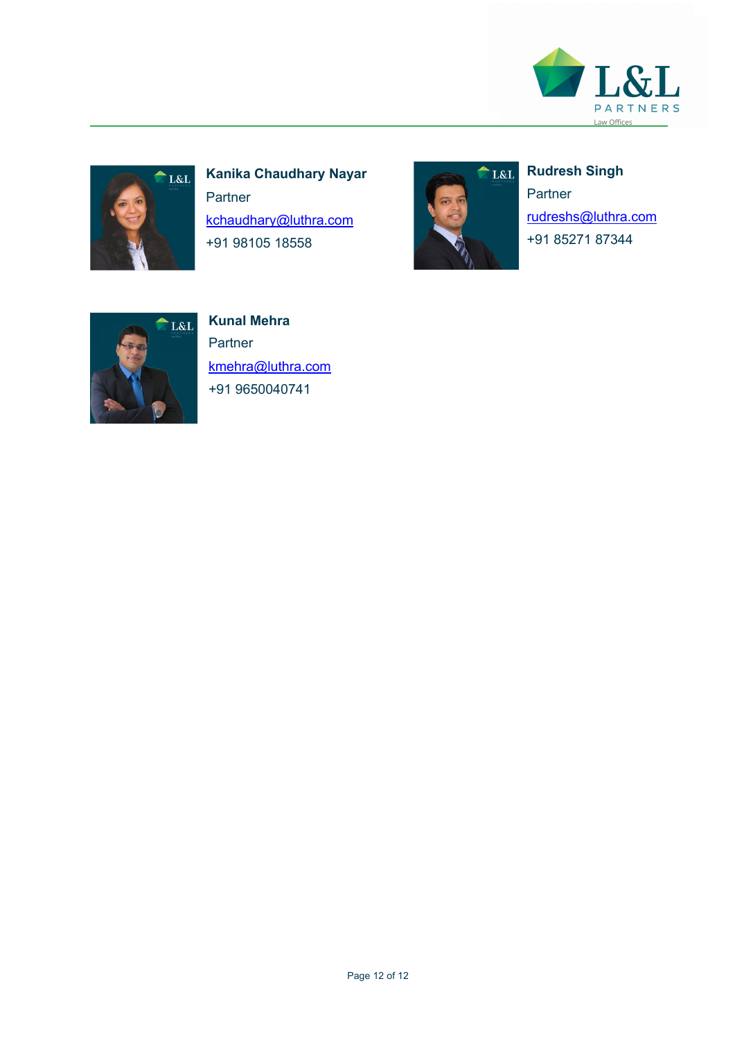**Kanika Chaudhary Nayar**
Partner
kchaudhary@luthra.com
+91 98105 18558

**Rudresh Singh**
Partner
rudreshs@luthra.com
+91 85271 87344

**Kunal Mehra**
Partner
kmehra@luthra.com
+91 9650040741